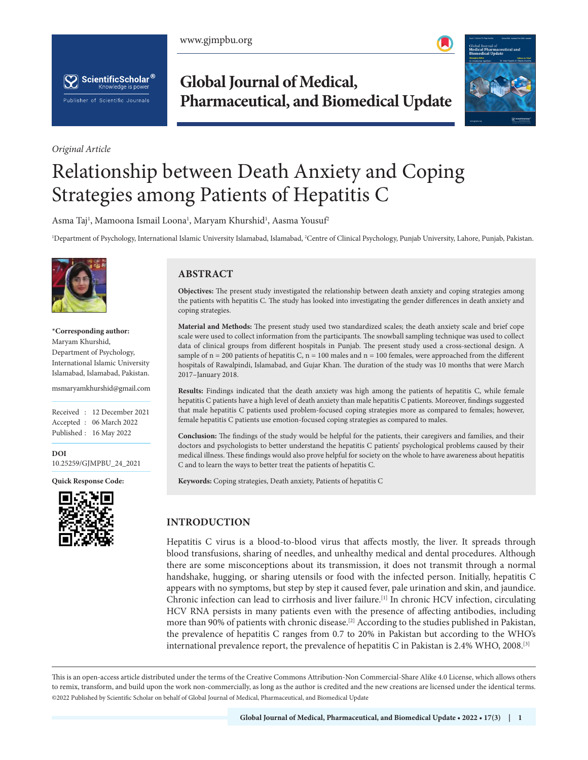*Original Article*

# Relationship between Death Anxiety and Coping Strategies among Patients of Hepatitis C

Asma Taj[1], Mamoona Ismail Loona[1], Maryam Khurshid[1], Aasma Yousuf[2]

[1]Department of Psychology, International Islamic University Islamabad, Islamabad, [2]Centre of Clinical Psychology, Punjab University, Lahore, Punjab, Pakistan.

**\*Corresponding author:**
Maryam Khurshid,
Department of Psychology,
International Islamic University Islamabad, Islamabad, Pakistan.

msmaryamkhurshid@gmail.com

Received : 12 December 2021
Accepted : 06 March 2022
Published : 16 May 2022

**DOI**
10.25259/GJMPBU_24_2021

**Quick Response Code:**

## ABSTRACT

**Objectives:** The present study investigated the relationship between death anxiety and coping strategies among the patients with hepatitis C. The study has looked into investigating the gender differences in death anxiety and coping strategies.

**Material and Methods:** The present study used two standardized scales; the death anxiety scale and brief cope scale were used to collect information from the participants. The snowball sampling technique was used to collect data of clinical groups from different hospitals in Punjab. The present study used a cross-sectional design. A sample of n = 200 patients of hepatitis C, n = 100 males and n = 100 females, were approached from the different hospitals of Rawalpindi, Islamabad, and Gujar Khan. The duration of the study was 10 months that were March 2017–January 2018.

**Results:** Findings indicated that the death anxiety was high among the patients of hepatitis C, while female hepatitis C patients have a high level of death anxiety than male hepatitis C patients. Moreover, findings suggested that male hepatitis C patients used problem-focused coping strategies more as compared to females; however, female hepatitis C patients use emotion-focused coping strategies as compared to males.

**Conclusion:** The findings of the study would be helpful for the patients, their caregivers and families, and their doctors and psychologists to better understand the hepatitis C patients' psychological problems caused by their medical illness. These findings would also prove helpful for society on the whole to have awareness about hepatitis C and to learn the ways to better treat the patients of hepatitis C.

**Keywords:** Coping strategies, Death anxiety, Patients of hepatitis C

## INTRODUCTION

Hepatitis C virus is a blood-to-blood virus that affects mostly, the liver. It spreads through blood transfusions, sharing of needles, and unhealthy medical and dental procedures. Although there are some misconceptions about its transmission, it does not transmit through a normal handshake, hugging, or sharing utensils or food with the infected person. Initially, hepatitis C appears with no symptoms, but step by step it caused fever, pale urination and skin, and jaundice. Chronic infection can lead to cirrhosis and liver failure.[1] In chronic HCV infection, circulating HCV RNA persists in many patients even with the presence of affecting antibodies, including more than 90% of patients with chronic disease.[2] According to the studies published in Pakistan, the prevalence of hepatitis C ranges from 0.7 to 20% in Pakistan but according to the WHO's international prevalence report, the prevalence of hepatitis C in Pakistan is 2.4% WHO, 2008.[3]

This is an open-access article distributed under the terms of the Creative Commons Attribution-Non Commercial-Share Alike 4.0 License, which allows others to remix, transform, and build upon the work non-commercially, as long as the author is credited and the new creations are licensed under the identical terms.
©2022 Published by Scientific Scholar on behalf of Global Journal of Medical, Pharmaceutical, and Biomedical Update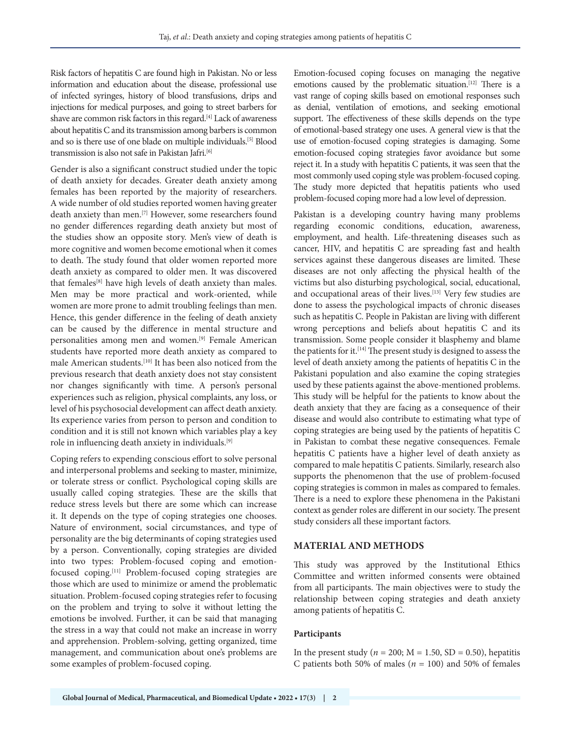Risk factors of hepatitis C are found high in Pakistan. No or less information and education about the disease, professional use of infected syringes, history of blood transfusions, drips and injections for medical purposes, and going to street barbers for shave are common risk factors in this regard.[4] Lack of awareness about hepatitis C and its transmission among barbers is common and so is there use of one blade on multiple individuals.[5] Blood transmission is also not safe in Pakistan Jafri.[6]

Gender is also a significant construct studied under the topic of death anxiety for decades. Greater death anxiety among females has been reported by the majority of researchers. A wide number of old studies reported women having greater death anxiety than men.[7] However, some researchers found no gender differences regarding death anxiety but most of the studies show an opposite story. Men's view of death is more cognitive and women become emotional when it comes to death. The study found that older women reported more death anxiety as compared to older men. It was discovered that females[8] have high levels of death anxiety than males. Men may be more practical and work-oriented, while women are more prone to admit troubling feelings than men. Hence, this gender difference in the feeling of death anxiety can be caused by the difference in mental structure and personalities among men and women.[9] Female American students have reported more death anxiety as compared to male American students.[10] It has been also noticed from the previous research that death anxiety does not stay consistent nor changes significantly with time. A person's personal experiences such as religion, physical complaints, any loss, or level of his psychosocial development can affect death anxiety. Its experience varies from person to person and condition to condition and it is still not known which variables play a key role in influencing death anxiety in individuals.[9]

Coping refers to expending conscious effort to solve personal and interpersonal problems and seeking to master, minimize, or tolerate stress or conflict. Psychological coping skills are usually called coping strategies. These are the skills that reduce stress levels but there are some which can increase it. It depends on the type of coping strategies one chooses. Nature of environment, social circumstances, and type of personality are the big determinants of coping strategies used by a person. Conventionally, coping strategies are divided into two types: Problem-focused coping and emotion-focused coping.[11] Problem-focused coping strategies are those which are used to minimize or amend the problematic situation. Problem-focused coping strategies refer to focusing on the problem and trying to solve it without letting the emotions be involved. Further, it can be said that managing the stress in a way that could not make an increase in worry and apprehension. Problem-solving, getting organized, time management, and communication about one's problems are some examples of problem-focused coping.

Emotion-focused coping focuses on managing the negative emotions caused by the problematic situation.[12] There is a vast range of coping skills based on emotional responses such as denial, ventilation of emotions, and seeking emotional support. The effectiveness of these skills depends on the type of emotional-based strategy one uses. A general view is that the use of emotion-focused coping strategies is damaging. Some emotion-focused coping strategies favor avoidance but some reject it. In a study with hepatitis C patients, it was seen that the most commonly used coping style was problem-focused coping. The study more depicted that hepatitis patients who used problem-focused coping more had a low level of depression.

Pakistan is a developing country having many problems regarding economic conditions, education, awareness, employment, and health. Life-threatening diseases such as cancer, HIV, and hepatitis C are spreading fast and health services against these dangerous diseases are limited. These diseases are not only affecting the physical health of the victims but also disturbing psychological, social, educational, and occupational areas of their lives.[13] Very few studies are done to assess the psychological impacts of chronic diseases such as hepatitis C. People in Pakistan are living with different wrong perceptions and beliefs about hepatitis C and its transmission. Some people consider it blasphemy and blame the patients for it.[14] The present study is designed to assess the level of death anxiety among the patients of hepatitis C in the Pakistani population and also examine the coping strategies used by these patients against the above-mentioned problems. This study will be helpful for the patients to know about the death anxiety that they are facing as a consequence of their disease and would also contribute to estimating what type of coping strategies are being used by the patients of hepatitis C in Pakistan to combat these negative consequences. Female hepatitis C patients have a higher level of death anxiety as compared to male hepatitis C patients. Similarly, research also supports the phenomenon that the use of problem-focused coping strategies is common in males as compared to females. There is a need to explore these phenomena in the Pakistani context as gender roles are different in our society. The present study considers all these important factors.

## MATERIAL AND METHODS

This study was approved by the Institutional Ethics Committee and written informed consents were obtained from all participants. The main objectives were to study the relationship between coping strategies and death anxiety among patients of hepatitis C.

### Participants

In the present study ($n$ = 200; M = 1.50, SD = 0.50), hepatitis C patients both 50% of males ($n$ = 100) and 50% of females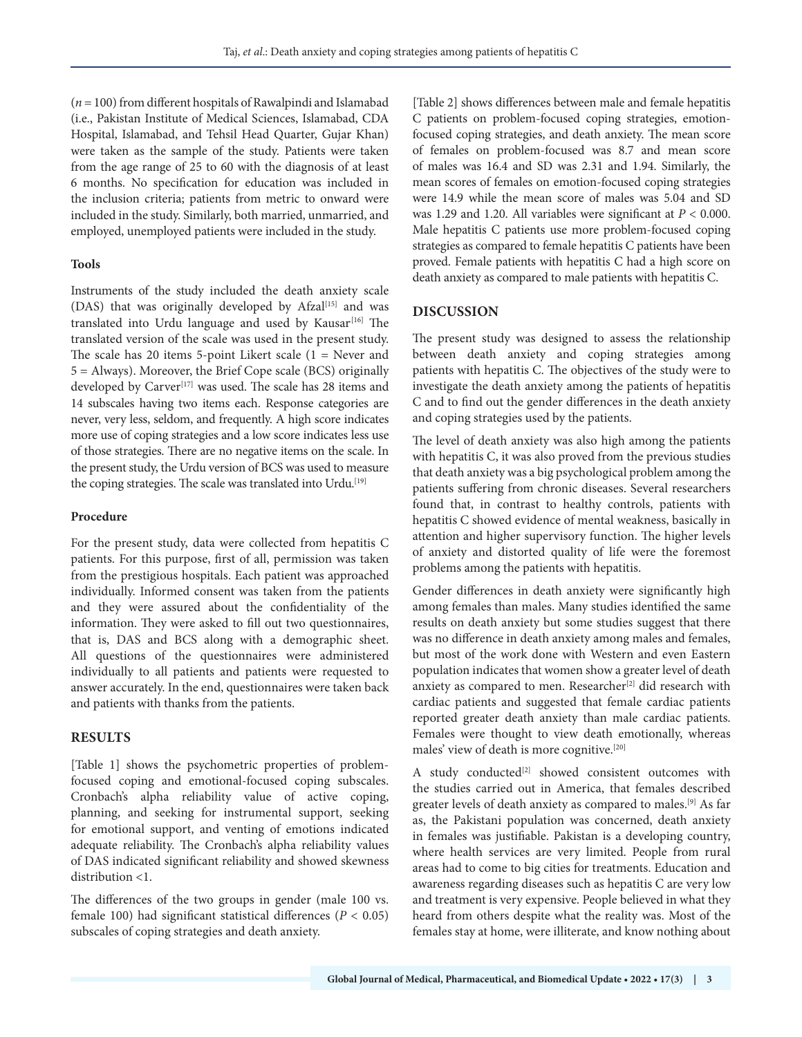(*n* = 100) from different hospitals of Rawalpindi and Islamabad (i.e., Pakistan Institute of Medical Sciences, Islamabad, CDA Hospital, Islamabad, and Tehsil Head Quarter, Gujar Khan) were taken as the sample of the study. Patients were taken from the age range of 25 to 60 with the diagnosis of at least 6 months. No specification for education was included in the inclusion criteria; patients from metric to onward were included in the study. Similarly, both married, unmarried, and employed, unemployed patients were included in the study.

### Tools

Instruments of the study included the death anxiety scale (DAS) that was originally developed by Afzal[15] and was translated into Urdu language and used by Kausar[16] The translated version of the scale was used in the present study. The scale has 20 items 5-point Likert scale (1 = Never and 5 = Always). Moreover, the Brief Cope scale (BCS) originally developed by Carver[17] was used. The scale has 28 items and 14 subscales having two items each. Response categories are never, very less, seldom, and frequently. A high score indicates more use of coping strategies and a low score indicates less use of those strategies. There are no negative items on the scale. In the present study, the Urdu version of BCS was used to measure the coping strategies. The scale was translated into Urdu.[19]

### Procedure

For the present study, data were collected from hepatitis C patients. For this purpose, first of all, permission was taken from the prestigious hospitals. Each patient was approached individually. Informed consent was taken from the patients and they were assured about the confidentiality of the information. They were asked to fill out two questionnaires, that is, DAS and BCS along with a demographic sheet. All questions of the questionnaires were administered individually to all patients and patients were requested to answer accurately. In the end, questionnaires were taken back and patients with thanks from the patients.

## RESULTS

[Table 1] shows the psychometric properties of problem-focused coping and emotional-focused coping subscales. Cronbach's alpha reliability value of active coping, planning, and seeking for instrumental support, seeking for emotional support, and venting of emotions indicated adequate reliability. The Cronbach's alpha reliability values of DAS indicated significant reliability and showed skewness distribution <1.

The differences of the two groups in gender (male 100 vs. female 100) had significant statistical differences ($P < 0.05$) subscales of coping strategies and death anxiety.

[Table 2] shows differences between male and female hepatitis C patients on problem-focused coping strategies, emotion-focused coping strategies, and death anxiety. The mean score of females on problem-focused was 8.7 and mean score of males was 16.4 and SD was 2.31 and 1.94. Similarly, the mean scores of females on emotion-focused coping strategies were 14.9 while the mean score of males was 5.04 and SD was 1.29 and 1.20. All variables were significant at $P < 0.000$. Male hepatitis C patients use more problem-focused coping strategies as compared to female hepatitis C patients have been proved. Female patients with hepatitis C had a high score on death anxiety as compared to male patients with hepatitis C.

## DISCUSSION

The present study was designed to assess the relationship between death anxiety and coping strategies among patients with hepatitis C. The objectives of the study were to investigate the death anxiety among the patients of hepatitis C and to find out the gender differences in the death anxiety and coping strategies used by the patients.

The level of death anxiety was also high among the patients with hepatitis C, it was also proved from the previous studies that death anxiety was a big psychological problem among the patients suffering from chronic diseases. Several researchers found that, in contrast to healthy controls, patients with hepatitis C showed evidence of mental weakness, basically in attention and higher supervisory function. The higher levels of anxiety and distorted quality of life were the foremost problems among the patients with hepatitis.

Gender differences in death anxiety were significantly high among females than males. Many studies identified the same results on death anxiety but some studies suggest that there was no difference in death anxiety among males and females, but most of the work done with Western and even Eastern population indicates that women show a greater level of death anxiety as compared to men. Researcher[2] did research with cardiac patients and suggested that female cardiac patients reported greater death anxiety than male cardiac patients. Females were thought to view death emotionally, whereas males' view of death is more cognitive.[20]

A study conducted[2] showed consistent outcomes with the studies carried out in America, that females described greater levels of death anxiety as compared to males.[9] As far as, the Pakistani population was concerned, death anxiety in females was justifiable. Pakistan is a developing country, where health services are very limited. People from rural areas had to come to big cities for treatments. Education and awareness regarding diseases such as hepatitis C are very low and treatment is very expensive. People believed in what they heard from others despite what the reality was. Most of the females stay at home, were illiterate, and know nothing about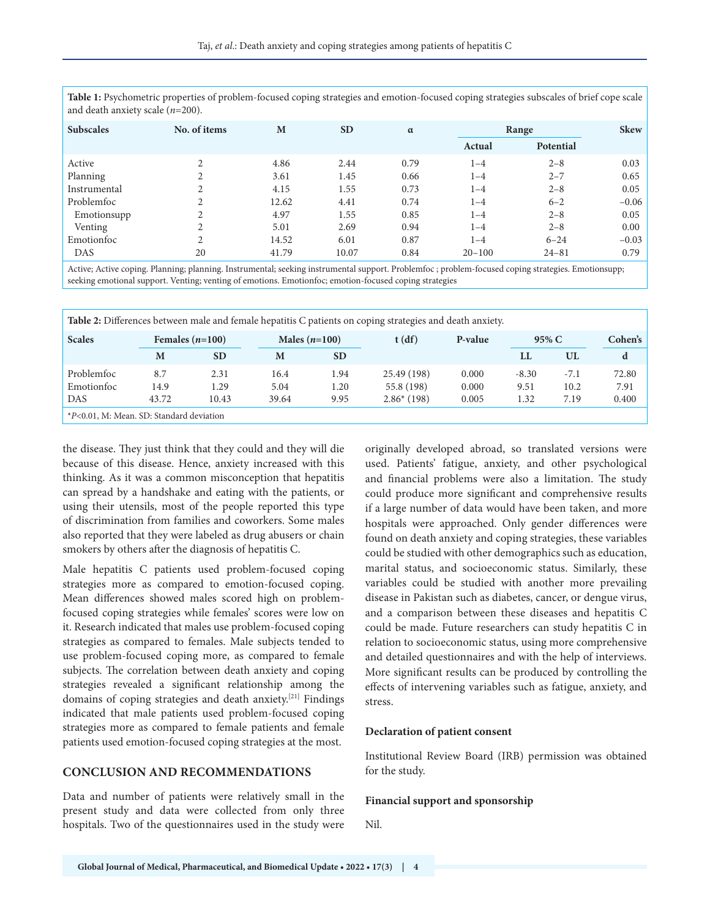**Table 1:** Psychometric properties of problem-focused coping strategies and emotion-focused coping strategies subscales of brief cope scale and death anxiety scale ($n$=200).

| Subscales | No. of items | M | SD | α | Range | | Skew |
|---|---|---|---|---|---|---|---|
| | | | | | Actual | Potential | |
| Active | 2 | 4.86 | 2.44 | 0.79 | 1–4 | 2–8 | 0.03 |
| Planning | 2 | 3.61 | 1.45 | 0.66 | 1–4 | 2–7 | 0.65 |
| Instrumental | 2 | 4.15 | 1.55 | 0.73 | 1–4 | 2–8 | 0.05 |
| Problemfoc | 2 | 12.62 | 4.41 | 0.74 | 1–4 | 6–2 | −0.06 |
| Emotionsupp | 2 | 4.97 | 1.55 | 0.85 | 1–4 | 2–8 | 0.05 |
| Venting | 2 | 5.01 | 2.69 | 0.94 | 1–4 | 2–8 | 0.00 |
| Emotionfoc | 2 | 14.52 | 6.01 | 0.87 | 1–4 | 6–24 | −0.03 |
| DAS | 20 | 41.79 | 10.07 | 0.84 | 20–100 | 24–81 | 0.79 |

Active; Active coping. Planning; planning. Instrumental; seeking instrumental support. Problemfoc ; problem-focused coping strategies. Emotionsupp; seeking emotional support. Venting; venting of emotions. Emotionfoc; emotion-focused coping strategies

**Table 2:** Differences between male and female hepatitis C patients on coping strategies and death anxiety.

| Scales | Females ($n$=100) | | Males ($n$=100) | | t (df) | P-value | 95% C | | Cohen's |
|---|---|---|---|---|---|---|---|---|---|
| | M | SD | M | SD | | | LL | UL | d |
| Problemfoc | 8.7 | 2.31 | 16.4 | 1.94 | 25.49 (198) | 0.000 | -8.30 | -7.1 | 72.80 |
| Emotionfoc | 14.9 | 1.29 | 5.04 | 1.20 | 55.8 (198) | 0.000 | 9.51 | 10.2 | 7.91 |
| DAS | 43.72 | 10.43 | 39.64 | 9.95 | 2.86* (198) | 0.005 | 1.32 | 7.19 | 0.400 |

*$P$<0.01, M: Mean. SD: Standard deviation

the disease. They just think that they could and they will die because of this disease. Hence, anxiety increased with this thinking. As it was a common misconception that hepatitis can spread by a handshake and eating with the patients, or using their utensils, most of the people reported this type of discrimination from families and coworkers. Some males also reported that they were labeled as drug abusers or chain smokers by others after the diagnosis of hepatitis C.

Male hepatitis C patients used problem-focused coping strategies more as compared to emotion-focused coping. Mean differences showed males scored high on problem-focused coping strategies while females' scores were low on it. Research indicated that males use problem-focused coping strategies as compared to females. Male subjects tended to use problem-focused coping more, as compared to female subjects. The correlation between death anxiety and coping strategies revealed a significant relationship among the domains of coping strategies and death anxiety.[21] Findings indicated that male patients used problem-focused coping strategies more as compared to female patients and female patients used emotion-focused coping strategies at the most.

## CONCLUSION AND RECOMMENDATIONS

Data and number of patients were relatively small in the present study and data were collected from only three hospitals. Two of the questionnaires used in the study were originally developed abroad, so translated versions were used. Patients' fatigue, anxiety, and other psychological and financial problems were also a limitation. The study could produce more significant and comprehensive results if a large number of data would have been taken, and more hospitals were approached. Only gender differences were found on death anxiety and coping strategies, these variables could be studied with other demographics such as education, marital status, and socioeconomic status. Similarly, these variables could be studied with another more prevailing disease in Pakistan such as diabetes, cancer, or dengue virus, and a comparison between these diseases and hepatitis C could be made. Future researchers can study hepatitis C in relation to socioeconomic status, using more comprehensive and detailed questionnaires and with the help of interviews. More significant results can be produced by controlling the effects of intervening variables such as fatigue, anxiety, and stress.

### Declaration of patient consent

Institutional Review Board (IRB) permission was obtained for the study.

### Financial support and sponsorship

Nil.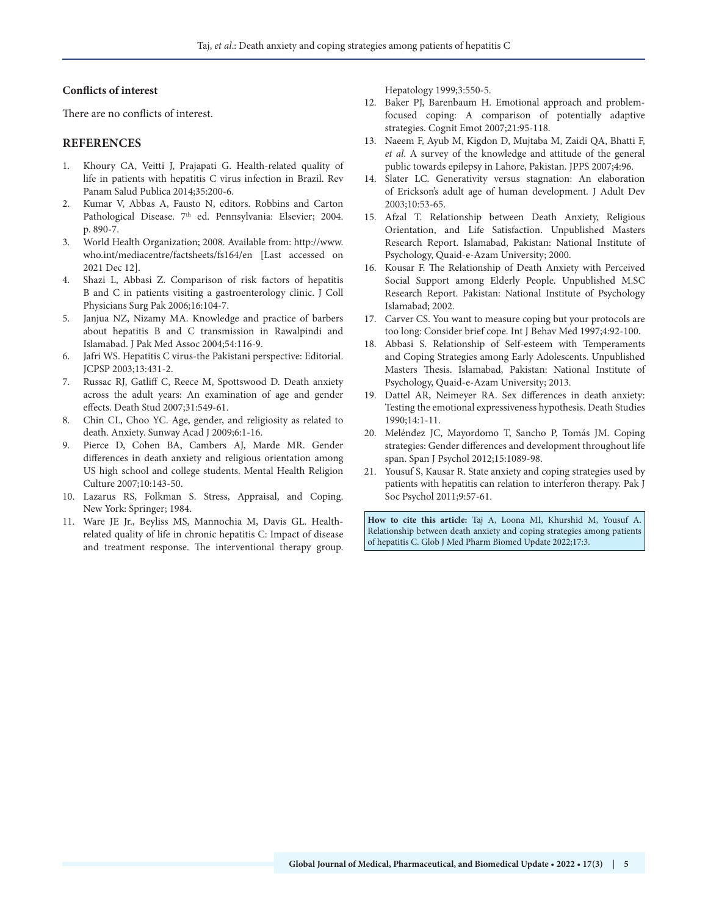**Conflicts of interest**

There are no conflicts of interest.

## REFERENCES

1. Khoury CA, Veitti J, Prajapati G. Health-related quality of life in patients with hepatitis C virus infection in Brazil. Rev Panam Salud Publica 2014;35:200-6.
2. Kumar V, Abbas A, Fausto N, editors. Robbins and Carton Pathological Disease. 7th ed. Pennsylvania: Elsevier; 2004. p. 890-7.
3. World Health Organization; 2008. Available from: http://www.who.int/mediacentre/factsheets/fs164/en [Last accessed on 2021 Dec 12].
4. Shazi L, Abbasi Z. Comparison of risk factors of hepatitis B and C in patients visiting a gastroenterology clinic. J Coll Physicians Surg Pak 2006;16:104-7.
5. Janjua NZ, Nizamy MA. Knowledge and practice of barbers about hepatitis B and C transmission in Rawalpindi and Islamabad. J Pak Med Assoc 2004;54:116-9.
6. Jafri WS. Hepatitis C virus-the Pakistani perspective: Editorial. JCPSP 2003;13:431-2.
7. Russac RJ, Gatliff C, Reece M, Spottswood D. Death anxiety across the adult years: An examination of age and gender effects. Death Stud 2007;31:549-61.
8. Chin CL, Choo YC. Age, gender, and religiosity as related to death. Anxiety. Sunway Acad J 2009;6:1-16.
9. Pierce D, Cohen BA, Cambers AJ, Marde MR. Gender differences in death anxiety and religious orientation among US high school and college students. Mental Health Religion Culture 2007;10:143-50.
10. Lazarus RS, Folkman S. Stress, Appraisal, and Coping. New York: Springer; 1984.
11. Ware JE Jr., Beyliss MS, Mannochia M, Davis GL. Health-related quality of life in chronic hepatitis C: Impact of disease and treatment response. The interventional therapy group. Hepatology 1999;3:550-5.
12. Baker PJ, Barenbaum H. Emotional approach and problem-focused coping: A comparison of potentially adaptive strategies. Cognit Emot 2007;21:95-118.
13. Naeem F, Ayub M, Kigdon D, Mujtaba M, Zaidi QA, Bhatti F, *et al*. A survey of the knowledge and attitude of the general public towards epilepsy in Lahore, Pakistan. JPPS 2007;4:96.
14. Slater LC. Generativity versus stagnation: An elaboration of Erickson's adult age of human development. J Adult Dev 2003;10:53-65.
15. Afzal T. Relationship between Death Anxiety, Religious Orientation, and Life Satisfaction. Unpublished Masters Research Report. Islamabad, Pakistan: National Institute of Psychology, Quaid-e-Azam University; 2000.
16. Kousar F. The Relationship of Death Anxiety with Perceived Social Support among Elderly People. Unpublished M.SC Research Report. Pakistan: National Institute of Psychology Islamabad; 2002.
17. Carver CS. You want to measure coping but your protocols are too long: Consider brief cope. Int J Behav Med 1997;4:92-100.
18. Abbasi S. Relationship of Self-esteem with Temperaments and Coping Strategies among Early Adolescents. Unpublished Masters Thesis. Islamabad, Pakistan: National Institute of Psychology, Quaid-e-Azam University; 2013.
19. Dattel AR, Neimeyer RA. Sex differences in death anxiety: Testing the emotional expressiveness hypothesis. Death Studies 1990;14:1-11.
20. Meléndez JC, Mayordomo T, Sancho P, Tomás JM. Coping strategies: Gender differences and development throughout life span. Span J Psychol 2012;15:1089-98.
21. Yousuf S, Kausar R. State anxiety and coping strategies used by patients with hepatitis can relation to interferon therapy. Pak J Soc Psychol 2011;9:57-61.

**How to cite this article:** Taj A, Loona MI, Khurshid M, Yousuf A. Relationship between death anxiety and coping strategies among patients of hepatitis C. Glob J Med Pharm Biomed Update 2022;17:3.